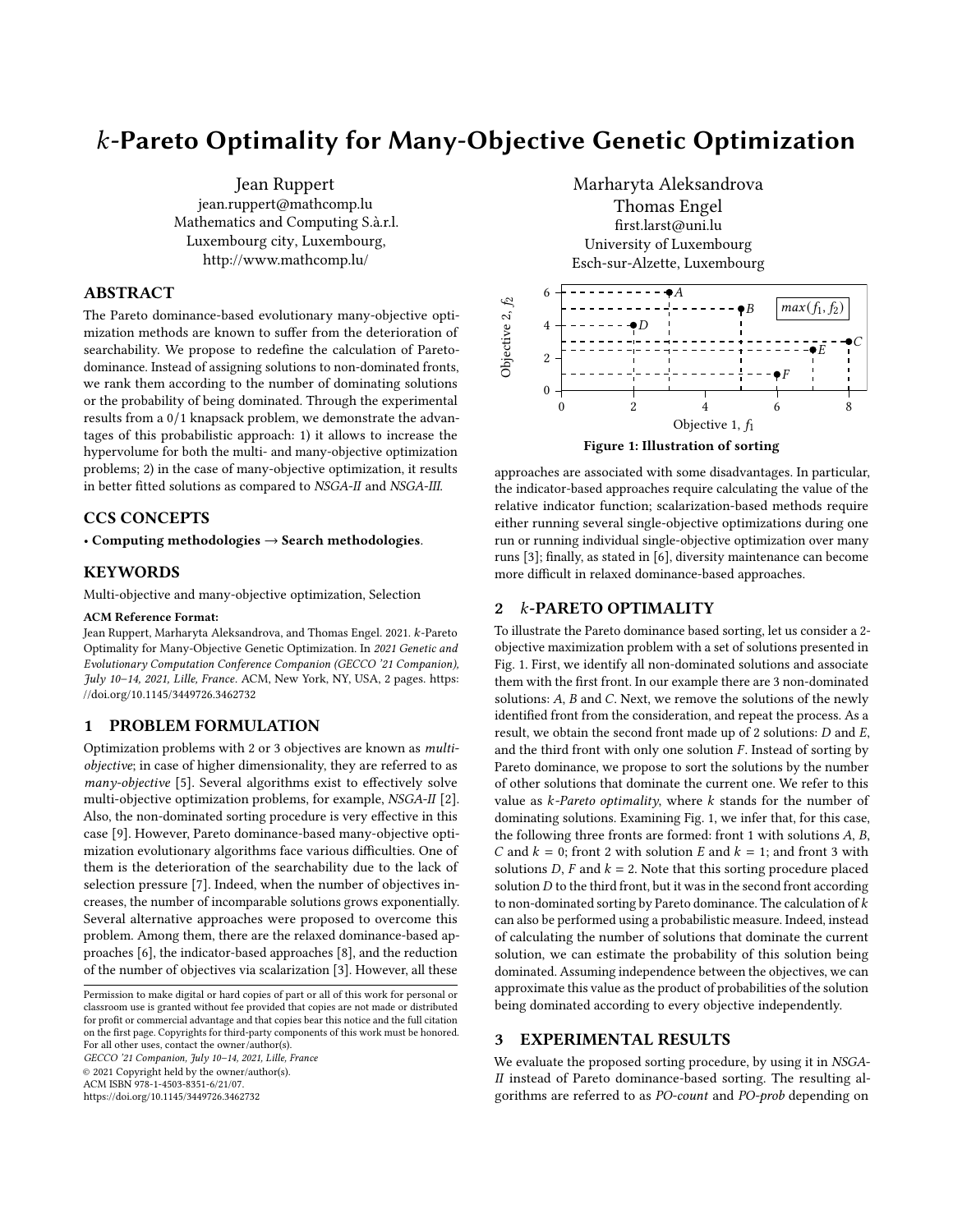# $k$-Pareto Optimality for Many-Objective Genetic Optimization

Jean Ruppert
jean.ruppert@mathcomp.lu
Mathematics and Computing S.à.r.l.
Luxembourg city, Luxembourg,
http://www.mathcomp.lu/

Marharyta Aleksandrova
Thomas Engel
first.larst@uni.lu
University of Luxembourg
Esch-sur-Alzette, Luxembourg

## ABSTRACT

The Pareto dominance-based evolutionary many-objective optimization methods are known to suffer from the deterioration of searchability. We propose to redefine the calculation of Pareto-dominance. Instead of assigning solutions to non-dominated fronts, we rank them according to the number of dominating solutions or the probability of being dominated. Through the experimental results from a 0/1 knapsack problem, we demonstrate the advantages of this probabilistic approach: 1) it allows to increase the hypervolume for both the multi- and many-objective optimization problems; 2) in the case of many-objective optimization, it results in better fitted solutions as compared to *NSGA-II* and *NSGA-III*.

## CCS CONCEPTS

• **Computing methodologies → Search methodologies.**

## KEYWORDS

Multi-objective and many-objective optimization, Selection

**ACM Reference Format:**

Jean Ruppert, Marharyta Aleksandrova, and Thomas Engel. 2021. $k$-Pareto Optimality for Many-Objective Genetic Optimization. In *2021 Genetic and Evolutionary Computation Conference Companion (GECCO '21 Companion), July 10–14, 2021, Lille, France.* ACM, New York, NY, USA, 2 pages. https://doi.org/10.1145/3449726.3462732

## 1 PROBLEM FORMULATION

Optimization problems with 2 or 3 objectives are known as *multi-objective*; in case of higher dimensionality, they are referred to as *many-objective* [5]. Several algorithms exist to effectively solve multi-objective optimization problems, for example, *NSGA-II* [2]. Also, the non-dominated sorting procedure is very effective in this case [9]. However, Pareto dominance-based many-objective optimization evolutionary algorithms face various difficulties. One of them is the deterioration of the searchability due to the lack of selection pressure [7]. Indeed, when the number of objectives increases, the number of incomparable solutions grows exponentially. Several alternative approaches were proposed to overcome this problem. Among them, there are the relaxed dominance-based approaches [6], the indicator-based approaches [8], and the reduction of the number of objectives via scalarization [3]. However, all these approaches are associated with some disadvantages. In particular, the indicator-based approaches require calculating the value of the relative indicator function; scalarization-based methods require either running several single-objective optimizations during one run or running individual single-objective optimization over many runs [3]; finally, as stated in [6], diversity maintenance can become more difficult in relaxed dominance-based approaches.

Permission to make digital or hard copies of part or all of this work for personal or classroom use is granted without fee provided that copies are not made or distributed for profit or commercial advantage and that copies bear this notice and the full citation on the first page. Copyrights for third-party components of this work must be honored. For all other uses, contact the owner/author(s).
*GECCO '21 Companion, July 10–14, 2021, Lille, France*
© 2021 Copyright held by the owner/author(s).
ACM ISBN 978-1-4503-8351-6/21/07.
https://doi.org/10.1145/3449726.3462732

Figure 1: Illustration of sorting

## 2 $k$-PARETO OPTIMALITY

To illustrate the Pareto dominance based sorting, let us consider a 2-objective maximization problem with a set of solutions presented in Fig. 1. First, we identify all non-dominated solutions and associate them with the first front. In our example there are 3 non-dominated solutions: $A$, $B$ and $C$. Next, we remove the solutions of the newly identified front from the consideration, and repeat the process. As a result, we obtain the second front made up of 2 solutions: $D$ and $E$, and the third front with only one solution $F$. Instead of sorting by Pareto dominance, we propose to sort the solutions by the number of other solutions that dominate the current one. We refer to this value as *$k$-Pareto optimality*, where $k$ stands for the number of dominating solutions. Examining Fig. 1, we infer that, for this case, the following three fronts are formed: front 1 with solutions $A$, $B$, $C$ and $k = 0$; front 2 with solution $E$ and $k = 1$; and front 3 with solutions $D$, $F$ and $k = 2$. Note that this sorting procedure placed solution $D$ to the third front, but it was in the second front according to non-dominated sorting by Pareto dominance. The calculation of $k$ can also be performed using a probabilistic measure. Indeed, instead of calculating the number of solutions that dominate the current solution, we can estimate the probability of this solution being dominated. Assuming independence between the objectives, we can approximate this value as the product of probabilities of the solution being dominated according to every objective independently.

## 3 EXPERIMENTAL RESULTS

We evaluate the proposed sorting procedure, by using it in *NSGA-II* instead of Pareto dominance-based sorting. The resulting algorithms are referred to as *PO-count* and *PO-prob* depending on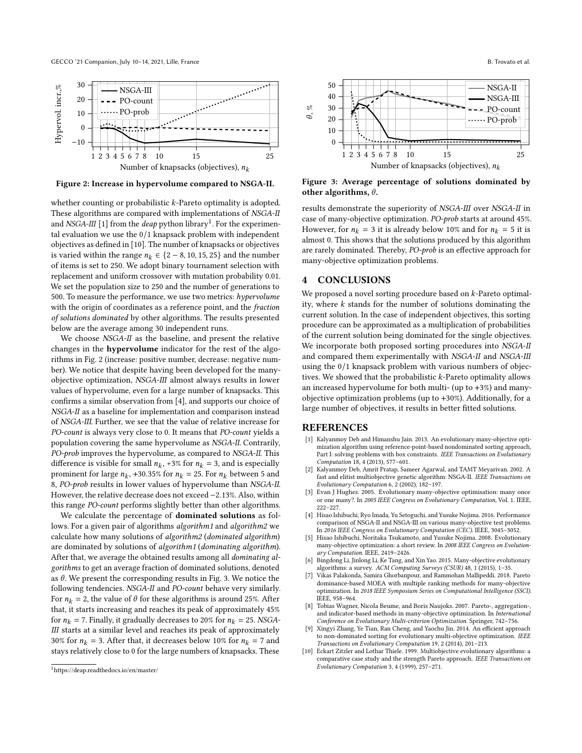Hypervol. incr.,%

30
20
10
0
−10

NSGA-III
PO-count
PO-prob

1 2 3 4 5 6 7 8 10 15 25

Number of knapsacks (objectives), $n_k$

**Figure 2: Increase in hypervolume compared to NSGA-II.**

$\theta$, %

50
40
30
20
10
0

NSGA-II
NSGA-III
PO-count
PO-prob

1 2 3 4 5 6 7 8 10 15 25

Number of knapsacks (objectives), $n_k$

**Figure 3: Average percentage of solutions dominated by other algorithms, $\theta$.**

whether counting or probabilistic $k$-Pareto optimality is adopted. These algorithms are compared with implementations of *NSGA-II* and *NSGA-III* [1] from the *deap* python library[1]. For the experimental evaluation we use the 0/1 knapsack problem with independent objectives as defined in [10]. The number of knapsacks or objectives is varied within the range $n_k \in \{2-8, 10, 15, 25\}$ and the number of items is set to 250. We adopt binary tournament selection with replacement and uniform crossover with mutation probability 0.01. We set the population size to 250 and the number of generations to 500. To measure the performance, we use two metrics: *hypervolume* with the origin of coordinates as a reference point, and the *fraction of solutions dominated* by other algorithms. The results presented below are the average among 30 independent runs.

We choose *NSGA-II* as the baseline, and present the relative changes in the **hypervolume** indicator for the rest of the algorithms in Fig. 2 (increase: positive number, decrease: negative number). We notice that despite having been developed for the many-objective optimization, *NSGA-III* almost always results in lower values of hypervolume, even for a large number of knapsacks. This confirms a similar observation from [4], and supports our choice of *NSGA-II* as a baseline for implementation and comparison instead of *NSGA-III*. Further, we see that the value of relative increase for *PO-count* is always very close to 0. It means that *PO-count* yields a population covering the same hypervolume as *NSGA-II*. Contrarily, *PO-prob* improves the hypervolume, as compared to *NSGA-II*. This difference is visible for small $n_k$, +3% for $n_k = 3$, and is especially prominent for large $n_k$, +30.35% for $n_k = 25$. For $n_k$ between 5 and 8, *PO-prob* results in lower values of hypervolume than *NSGA-II*. However, the relative decrease does not exceed −2.13%. Also, within this range *PO-count* performs slightly better than other algorithms.

We calculate the percentage of **dominated solutions** as follows. For a given pair of algorithms *algorithm1* and *algorithm2* we calculate how many solutions of *algorithm2* (*dominated algorithm*) are dominated by solutions of *algorithm1* (*dominating algorithm*). After that, we average the obtained results among all *dominating algorithms* to get an average fraction of dominated solutions, denoted as $\theta$. We present the corresponding results in Fig. 3. We notice the following tendencies. *NSGA-II* and *PO-count* behave very similarly. For $n_k = 2$, the value of $\theta$ for these algorithms is around 25%. After that, it starts increasing and reaches its peak of approximately 45% for $n_k = 7$. Finally, it gradually decreases to 20% for $n_k = 25$. *NSGA-III* starts at a similar level and reaches its peak of approximately 30% for $n_k = 3$. After that, it decreases below 10% for $n_k = 7$ and stays relatively close to 0 for the large numbers of knapsacks. These results demonstrate the superiority of *NSGA-III* over *NSGA-II* in case of many-objective optimization. *PO-prob* starts at around 45%. However, for $n_k = 3$ it is already below 10% and for $n_k = 5$ it is almost 0. This shows that the solutions produced by this algorithm are rarely dominated. Thereby, *PO-prob* is an effective approach for many-objective optimization problems.

[1] https://deap.readthedocs.io/en/master/

## 4 CONCLUSIONS

We proposed a novel sorting procedure based on $k$-Pareto optimality, where $k$ stands for the number of solutions dominating the current solution. In the case of independent objectives, this sorting procedure can be approximated as a multiplication of probabilities of the current solution being dominated for the single objectives. We incorporate both proposed sorting procedures into *NSGA-II* and compared them experimentally with *NSGA-II* and *NSGA-III* using the 0/1 knapsack problem with various numbers of objectives. We showed that the probabilistic $k$-Pareto optimality allows an increased hypervolume for both multi- (up to +3%) and many-objective optimization problems (up to +30%). Additionally, for a large number of objectives, it results in better fitted solutions.

## REFERENCES

[1] Kalyanmoy Deb and Himanshu Jain. 2013. An evolutionary many-objective optimization algorithm using reference-point-based nondominated sorting approach, Part I: solving problems with box constraints. *IEEE Transactions on Evolutionary Computation* 18, 4 (2013), 577–601.

[2] Kalyanmoy Deb, Amrit Pratap, Sameer Agarwal, and TAMT Meyarivan. 2002. A fast and elitist multiobjective genetic algorithm: NSGA-II. *IEEE Transactions on Evolutionary Computation* 6, 2 (2002), 182–197.

[3] Evan J Hughes. 2005. Evolutionary many-objective optimisation: many once or one many?. In *2005 IEEE Congress on Evolutionary Computation*, Vol. 1. IEEE, 222–227.

[4] Hisao Ishibuchi, Ryo Imada, Yu Setoguchi, and Yusuke Nojima. 2016. Performance comparison of NSGA-II and NSGA-III on various many-objective test problems. In *2016 IEEE Congress on Evolutionary Computation (CEC)*. IEEE, 3045–3052.

[5] Hisao Ishibuchi, Noritaka Tsukamoto, and Yusuke Nojima. 2008. Evolutionary many-objective optimization: a short review. In *2008 IEEE Congress on Evolutionary Computation*. IEEE, 2419–2426.

[6] Bingdong Li, Jinlong Li, Ke Tang, and Xin Yao. 2015. Many-objective evolutionary algorithms: a survey. *ACM Computing Surveys (CSUR)* 48, 1 (2015), 1–35.

[7] Vikas Palakonda, Samira Ghorbanpour, and Rammohan Mallipeddi. 2018. Pareto dominance-based MOEA with multiple ranking methods for many-objective optimization. In *2018 IEEE Symposium Series on Computational Intelligence (SSCI)*. IEEE, 958–964.

[8] Tobias Wagner, Nicola Beume, and Boris Naujoks. 2007. Pareto-, aggregation-, and indicator-based methods in many-objective optimization. In *International Conference on Evolutionary Multi-criterion Optimization*. Springer, 742–756.

[9] Xingyi Zhang, Ye Tian, Ran Cheng, and Yaochu Jin. 2014. An efficient approach to non-dominated sorting for evolutionary multi-objective optimization. *IEEE Transactions on Evolutionary Computation* 19, 2 (2014), 201–213.

[10] Eckart Zitzler and Lothar Thiele. 1999. Multiobjective evolutionary algorithms: a comparative case study and the strength Pareto approach. *IEEE Transactions on Evolutionary Computation* 3, 4 (1999), 257–271.